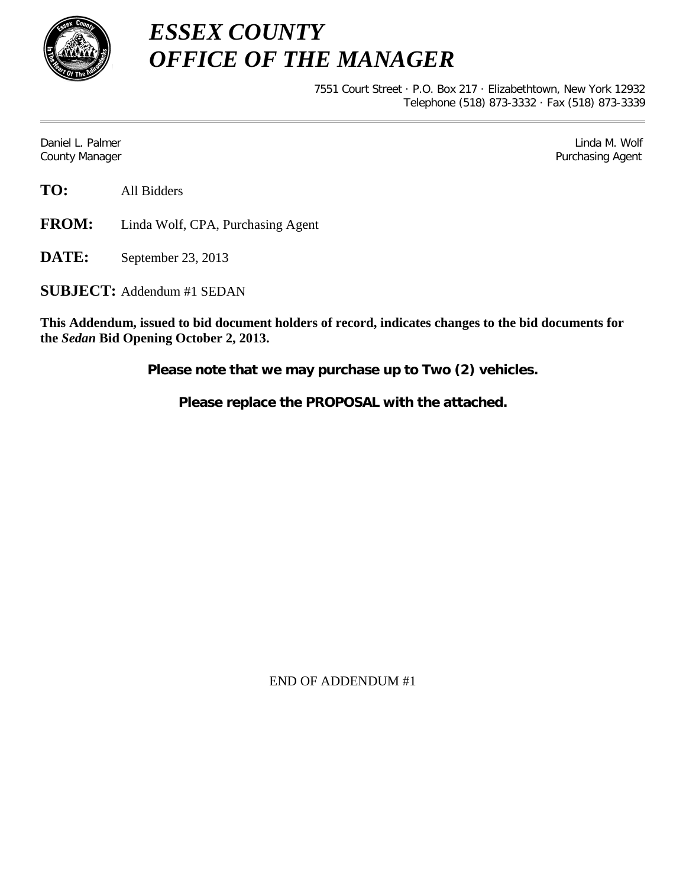# *ESSEX COUNTY*
# *OFFICE OF THE MANAGER*

7551 Court Street · P.O. Box 217 · Elizabethtown, New York 12932
Telephone (518) 873-3332 · Fax (518) 873-3339

---

Daniel L. Palmer
County Manager

Linda M. Wolf
Purchasing Agent

**TO:** All Bidders

**FROM:** Linda Wolf, CPA, Purchasing Agent

**DATE:** September 23, 2013

**SUBJECT:** Addendum #1 SEDAN

**This Addendum, issued to bid document holders of record, indicates changes to the bid documents for the *Sedan* Bid Opening October 2, 2013.**

**Please note that we may purchase up to Two (2) vehicles.**

**Please replace the PROPOSAL with the attached.**

END OF ADDENDUM #1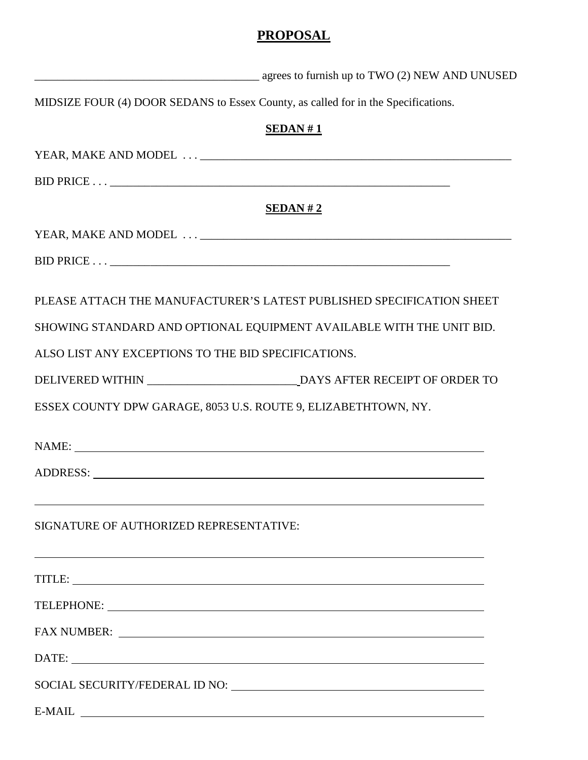# PROPOSAL

_______________________________________ agrees to furnish up to TWO (2) NEW AND UNUSED MIDSIZE FOUR (4) DOOR SEDANS to Essex County, as called for in the Specifications.

**SEDAN # 1**

YEAR, MAKE AND MODEL . . . _______________________________________________________

BID PRICE . . . ____________________________________________________________

**SEDAN # 2**

YEAR, MAKE AND MODEL . . . _______________________________________________________

BID PRICE . . . ____________________________________________________________

PLEASE ATTACH THE MANUFACTURER'S LATEST PUBLISHED SPECIFICATION SHEET SHOWING STANDARD AND OPTIONAL EQUIPMENT AVAILABLE WITH THE UNIT BID. ALSO LIST ANY EXCEPTIONS TO THE BID SPECIFICATIONS.

DELIVERED WITHIN _________________________ DAYS AFTER RECEIPT OF ORDER TO ESSEX COUNTY DPW GARAGE, 8053 U.S. ROUTE 9, ELIZABETHTOWN, NY.

NAME: ____________________________________________________________

ADDRESS: ____________________________________________________________

____________________________________________________________

SIGNATURE OF AUTHORIZED REPRESENTATIVE:

____________________________________________________________

TITLE: ____________________________________________________________

TELEPHONE: ____________________________________________________________

FAX NUMBER: ____________________________________________________________

DATE: ____________________________________________________________

SOCIAL SECURITY/FEDERAL ID NO: ________________________________________

E-MAIL ____________________________________________________________